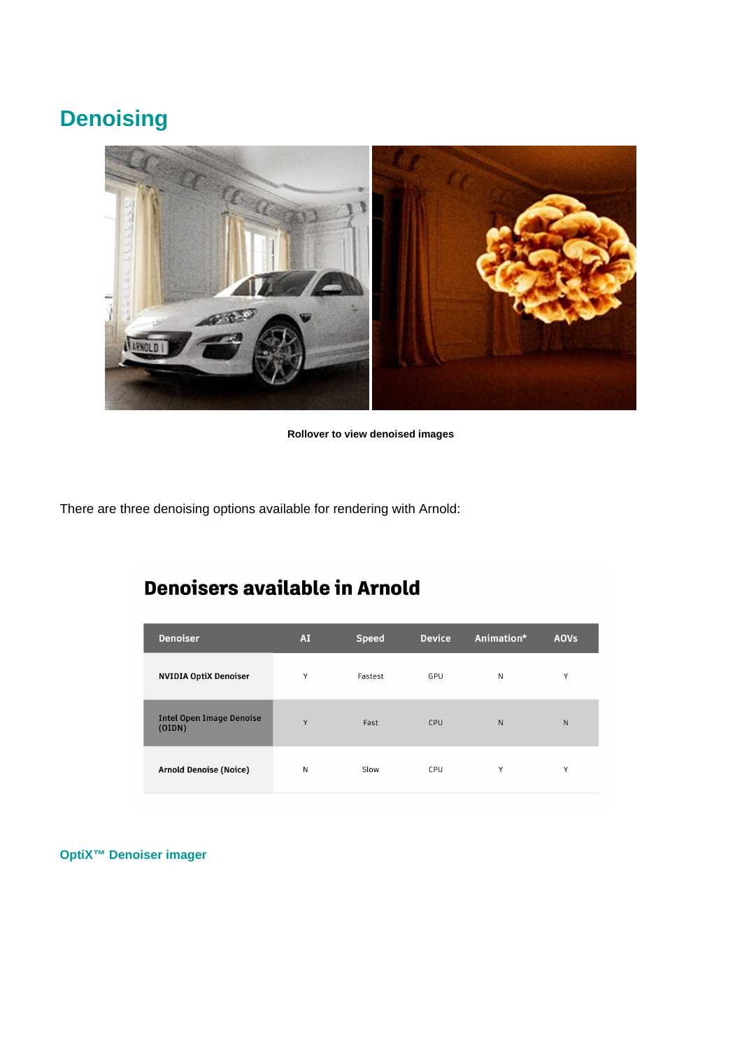# Denoising

Rollover to view denoised images

There are three denoising options available for rendering with Arnold:

## Denoisers available in Arnold

| Denoiser | AI | Speed | Device | Animation* | AOVs |
|---|---|---|---|---|---|
| NVIDIA OptiX Denoiser | Y | Fastest | GPU | N | Y |
| Intel Open Image Denoise (OIDN) | Y | Fast | CPU | N | N |
| Arnold Denoise (Noice) | N | Slow | CPU | Y | Y |

### OptiX™ Denoiser imager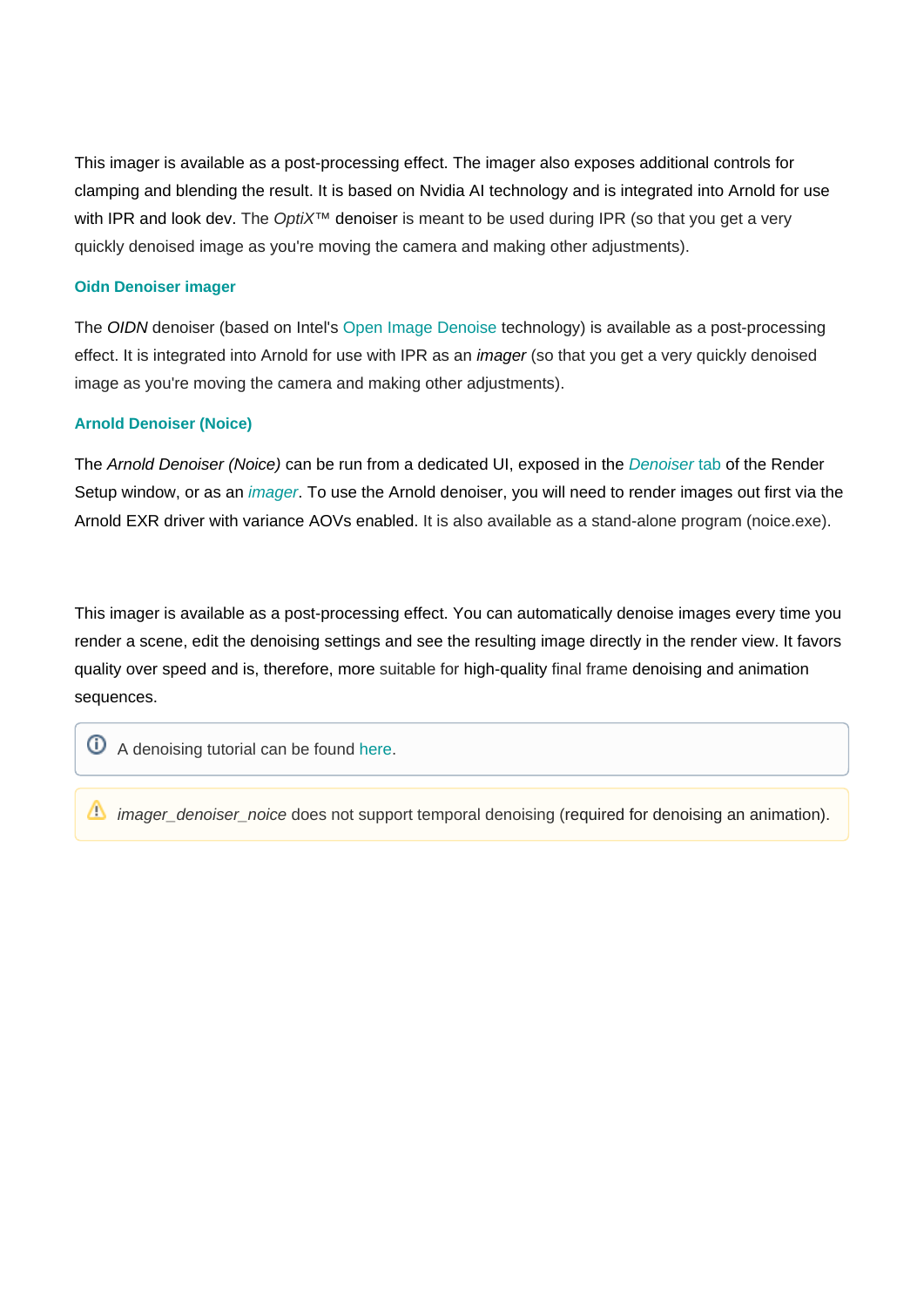This imager is available as a post-processing effect. The imager also exposes additional controls for clamping and blending the result. It is based on Nvidia AI technology and is integrated into Arnold for use with IPR and look dev. The *OptiX™* denoiser is meant to be used during IPR (so that you get a very quickly denoised image as you're moving the camera and making other adjustments).

### Oidn Denoiser imager

The *OIDN* denoiser (based on Intel's Open Image Denoise technology) is available as a post-processing effect. It is integrated into Arnold for use with IPR as an *imager* (so that you get a very quickly denoised image as you're moving the camera and making other adjustments).

### Arnold Denoiser (Noice)

The *Arnold Denoiser (Noice)* can be run from a dedicated UI, exposed in the *Denoiser* tab of the Render Setup window, or as an *imager*. To use the Arnold denoiser, you will need to render images out first via the Arnold EXR driver with variance AOVs enabled. It is also available as a stand-alone program (noice.exe).

This imager is available as a post-processing effect. You can automatically denoise images every time you render a scene, edit the denoising settings and see the resulting image directly in the render view. It favors quality over speed and is, therefore, more suitable for high-quality final frame denoising and animation sequences.

> A denoising tutorial can be found here.

> *imager_denoiser_noice* does not support temporal denoising (required for denoising an animation).